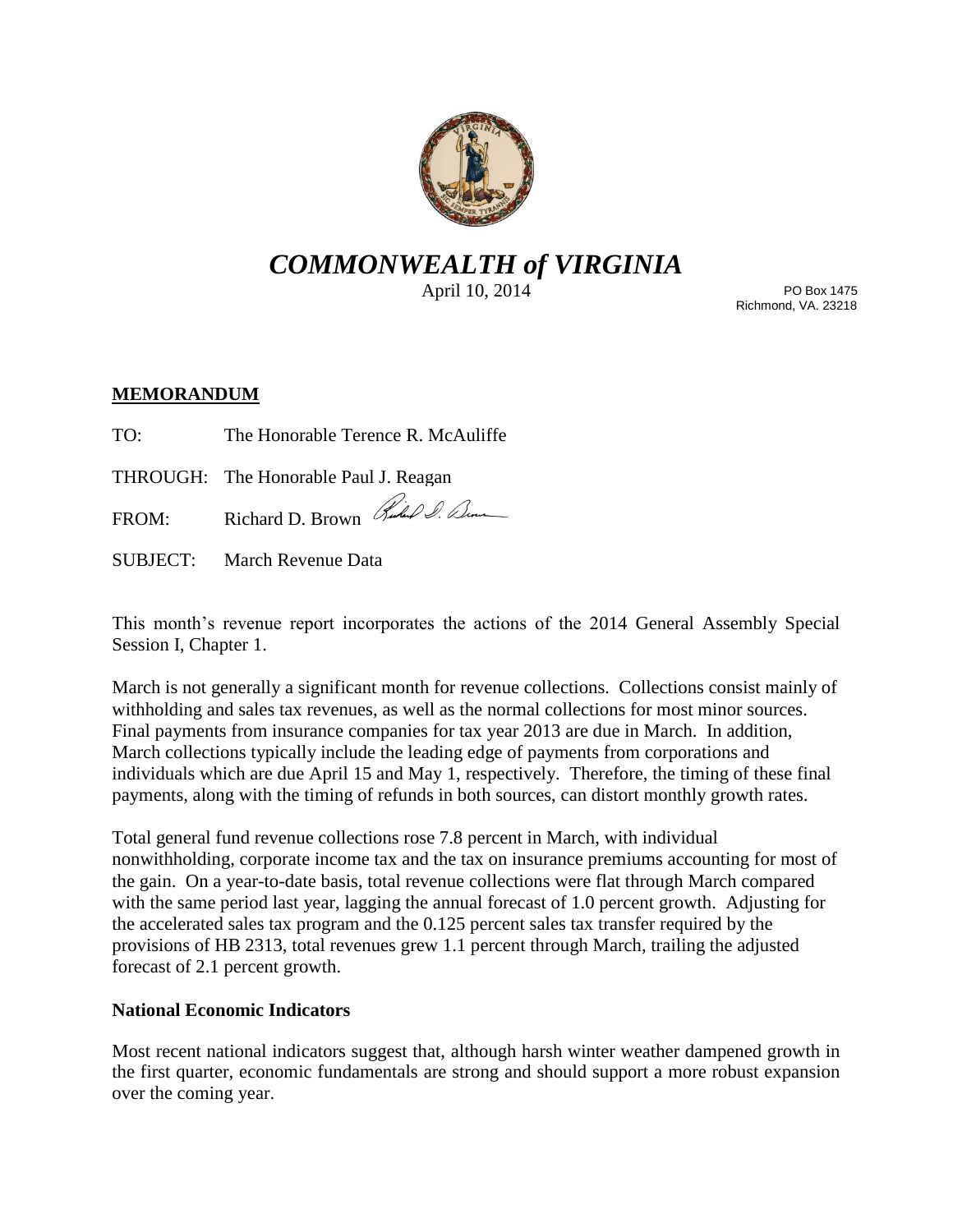# *COMMONWEALTH of VIRGINIA*

April 10, 2014

PO Box 1475
Richmond, VA. 23218

**MEMORANDUM**

TO: The Honorable Terence R. McAuliffe

THROUGH: The Honorable Paul J. Reagan

FROM: Richard D. Brown

SUBJECT: March Revenue Data

This month's revenue report incorporates the actions of the 2014 General Assembly Special Session I, Chapter 1.

March is not generally a significant month for revenue collections. Collections consist mainly of withholding and sales tax revenues, as well as the normal collections for most minor sources. Final payments from insurance companies for tax year 2013 are due in March. In addition, March collections typically include the leading edge of payments from corporations and individuals which are due April 15 and May 1, respectively. Therefore, the timing of these final payments, along with the timing of refunds in both sources, can distort monthly growth rates.

Total general fund revenue collections rose 7.8 percent in March, with individual nonwithholding, corporate income tax and the tax on insurance premiums accounting for most of the gain. On a year-to-date basis, total revenue collections were flat through March compared with the same period last year, lagging the annual forecast of 1.0 percent growth. Adjusting for the accelerated sales tax program and the 0.125 percent sales tax transfer required by the provisions of HB 2313, total revenues grew 1.1 percent through March, trailing the adjusted forecast of 2.1 percent growth.

### National Economic Indicators

Most recent national indicators suggest that, although harsh winter weather dampened growth in the first quarter, economic fundamentals are strong and should support a more robust expansion over the coming year.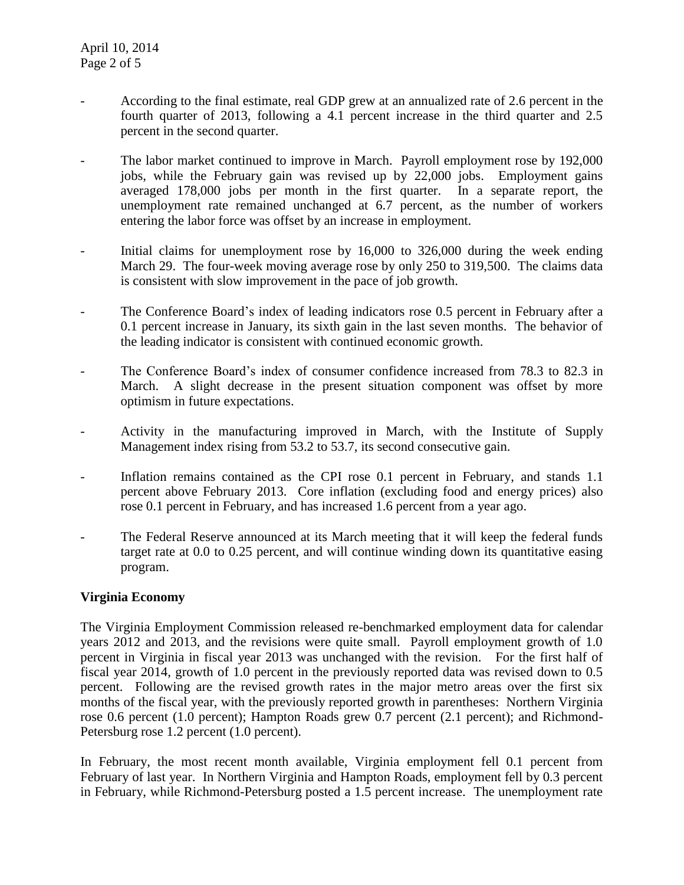- According to the final estimate, real GDP grew at an annualized rate of 2.6 percent in the fourth quarter of 2013, following a 4.1 percent increase in the third quarter and 2.5 percent in the second quarter.

- The labor market continued to improve in March. Payroll employment rose by 192,000 jobs, while the February gain was revised up by 22,000 jobs. Employment gains averaged 178,000 jobs per month in the first quarter. In a separate report, the unemployment rate remained unchanged at 6.7 percent, as the number of workers entering the labor force was offset by an increase in employment.

- Initial claims for unemployment rose by 16,000 to 326,000 during the week ending March 29. The four-week moving average rose by only 250 to 319,500. The claims data is consistent with slow improvement in the pace of job growth.

- The Conference Board's index of leading indicators rose 0.5 percent in February after a 0.1 percent increase in January, its sixth gain in the last seven months. The behavior of the leading indicator is consistent with continued economic growth.

- The Conference Board's index of consumer confidence increased from 78.3 to 82.3 in March. A slight decrease in the present situation component was offset by more optimism in future expectations.

- Activity in the manufacturing improved in March, with the Institute of Supply Management index rising from 53.2 to 53.7, its second consecutive gain.

- Inflation remains contained as the CPI rose 0.1 percent in February, and stands 1.1 percent above February 2013. Core inflation (excluding food and energy prices) also rose 0.1 percent in February, and has increased 1.6 percent from a year ago.

- The Federal Reserve announced at its March meeting that it will keep the federal funds target rate at 0.0 to 0.25 percent, and will continue winding down its quantitative easing program.

**Virginia Economy**

The Virginia Employment Commission released re-benchmarked employment data for calendar years 2012 and 2013, and the revisions were quite small. Payroll employment growth of 1.0 percent in Virginia in fiscal year 2013 was unchanged with the revision. For the first half of fiscal year 2014, growth of 1.0 percent in the previously reported data was revised down to 0.5 percent. Following are the revised growth rates in the major metro areas over the first six months of the fiscal year, with the previously reported growth in parentheses: Northern Virginia rose 0.6 percent (1.0 percent); Hampton Roads grew 0.7 percent (2.1 percent); and Richmond-Petersburg rose 1.2 percent (1.0 percent).

In February, the most recent month available, Virginia employment fell 0.1 percent from February of last year. In Northern Virginia and Hampton Roads, employment fell by 0.3 percent in February, while Richmond-Petersburg posted a 1.5 percent increase. The unemployment rate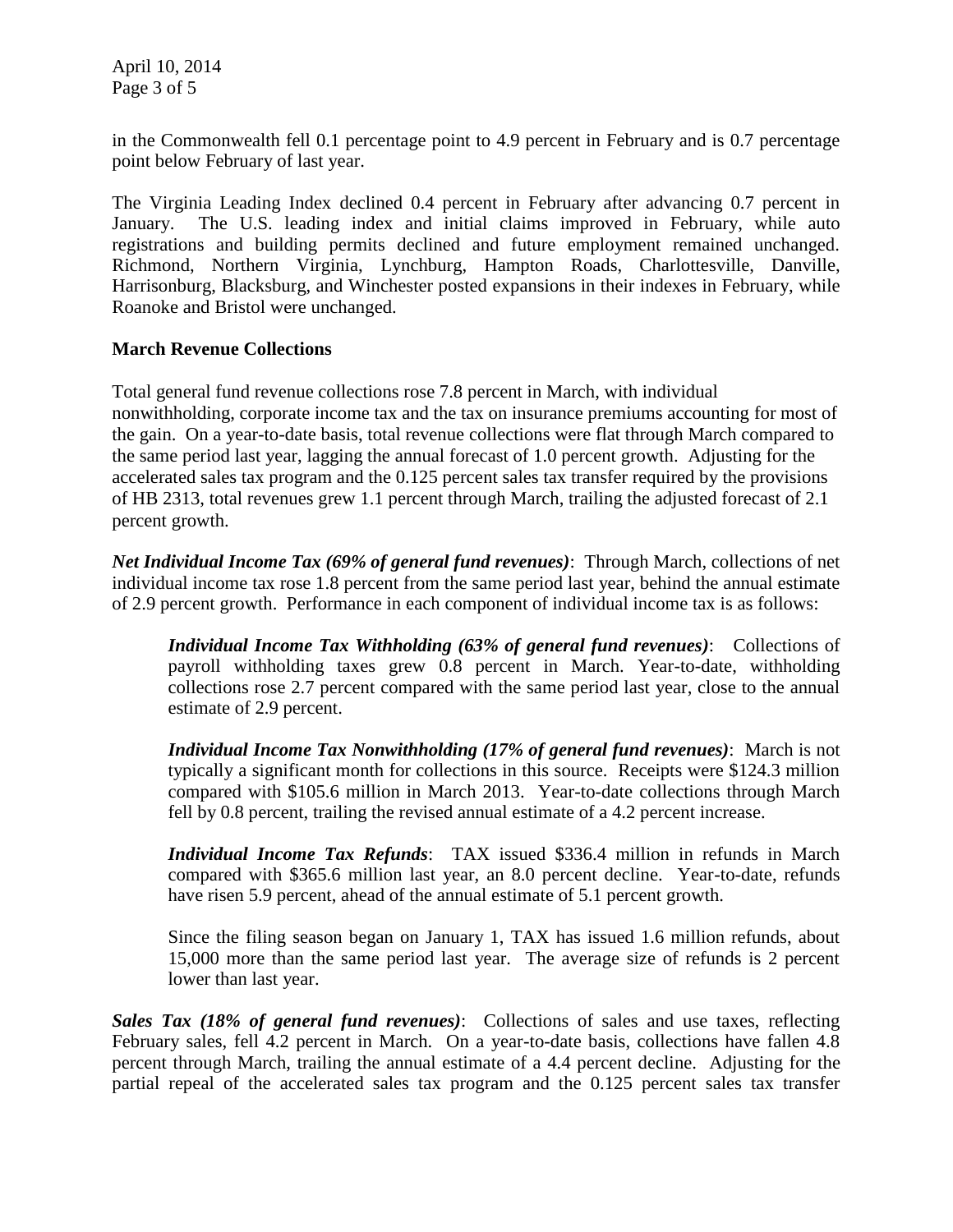in the Commonwealth fell 0.1 percentage point to 4.9 percent in February and is 0.7 percentage point below February of last year.

The Virginia Leading Index declined 0.4 percent in February after advancing 0.7 percent in January. The U.S. leading index and initial claims improved in February, while auto registrations and building permits declined and future employment remained unchanged. Richmond, Northern Virginia, Lynchburg, Hampton Roads, Charlottesville, Danville, Harrisonburg, Blacksburg, and Winchester posted expansions in their indexes in February, while Roanoke and Bristol were unchanged.

**March Revenue Collections**

Total general fund revenue collections rose 7.8 percent in March, with individual nonwithholding, corporate income tax and the tax on insurance premiums accounting for most of the gain. On a year-to-date basis, total revenue collections were flat through March compared to the same period last year, lagging the annual forecast of 1.0 percent growth. Adjusting for the accelerated sales tax program and the 0.125 percent sales tax transfer required by the provisions of HB 2313, total revenues grew 1.1 percent through March, trailing the adjusted forecast of 2.1 percent growth.

***Net Individual Income Tax (69% of general fund revenues)***: Through March, collections of net individual income tax rose 1.8 percent from the same period last year, behind the annual estimate of 2.9 percent growth. Performance in each component of individual income tax is as follows:

> ***Individual Income Tax Withholding (63% of general fund revenues)***: Collections of payroll withholding taxes grew 0.8 percent in March. Year-to-date, withholding collections rose 2.7 percent compared with the same period last year, close to the annual estimate of 2.9 percent.
>
> ***Individual Income Tax Nonwithholding (17% of general fund revenues)***: March is not typically a significant month for collections in this source. Receipts were $124.3 million compared with $105.6 million in March 2013. Year-to-date collections through March fell by 0.8 percent, trailing the revised annual estimate of a 4.2 percent increase.
>
> ***Individual Income Tax Refunds***: TAX issued $336.4 million in refunds in March compared with $365.6 million last year, an 8.0 percent decline. Year-to-date, refunds have risen 5.9 percent, ahead of the annual estimate of 5.1 percent growth.
>
> Since the filing season began on January 1, TAX has issued 1.6 million refunds, about 15,000 more than the same period last year. The average size of refunds is 2 percent lower than last year.

***Sales Tax (18% of general fund revenues)***: Collections of sales and use taxes, reflecting February sales, fell 4.2 percent in March. On a year-to-date basis, collections have fallen 4.8 percent through March, trailing the annual estimate of a 4.4 percent decline. Adjusting for the partial repeal of the accelerated sales tax program and the 0.125 percent sales tax transfer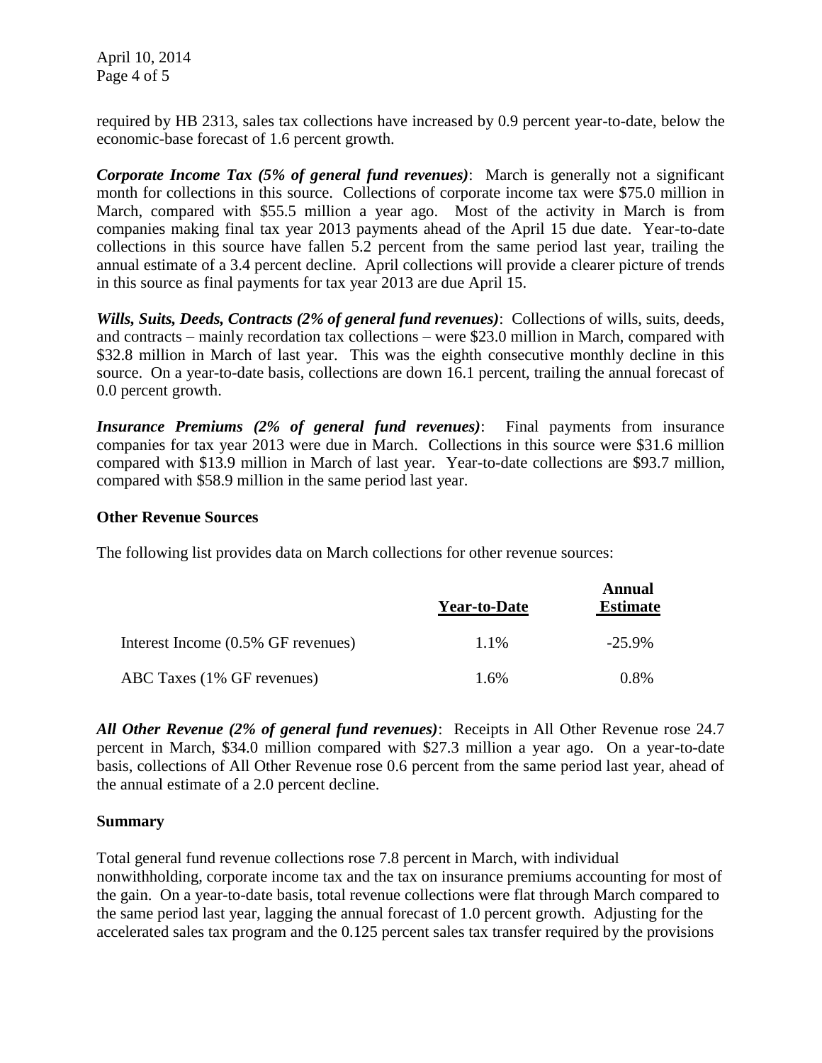required by HB 2313, sales tax collections have increased by 0.9 percent year-to-date, below the economic-base forecast of 1.6 percent growth.

***Corporate Income Tax (5% of general fund revenues)***: March is generally not a significant month for collections in this source. Collections of corporate income tax were $75.0 million in March, compared with $55.5 million a year ago. Most of the activity in March is from companies making final tax year 2013 payments ahead of the April 15 due date. Year-to-date collections in this source have fallen 5.2 percent from the same period last year, trailing the annual estimate of a 3.4 percent decline. April collections will provide a clearer picture of trends in this source as final payments for tax year 2013 are due April 15.

***Wills, Suits, Deeds, Contracts (2% of general fund revenues)***: Collections of wills, suits, deeds, and contracts – mainly recordation tax collections – were $23.0 million in March, compared with $32.8 million in March of last year. This was the eighth consecutive monthly decline in this source. On a year-to-date basis, collections are down 16.1 percent, trailing the annual forecast of 0.0 percent growth.

***Insurance Premiums (2% of general fund revenues)***: Final payments from insurance companies for tax year 2013 were due in March. Collections in this source were $31.6 million compared with $13.9 million in March of last year. Year-to-date collections are $93.7 million, compared with $58.9 million in the same period last year.

**Other Revenue Sources**

The following list provides data on March collections for other revenue sources:

| | Year-to-Date | Annual Estimate |
|---|---|---|
| Interest Income (0.5% GF revenues) | 1.1% | -25.9% |
| ABC Taxes (1% GF revenues) | 1.6% | 0.8% |

***All Other Revenue (2% of general fund revenues)***: Receipts in All Other Revenue rose 24.7 percent in March, $34.0 million compared with $27.3 million a year ago. On a year-to-date basis, collections of All Other Revenue rose 0.6 percent from the same period last year, ahead of the annual estimate of a 2.0 percent decline.

**Summary**

Total general fund revenue collections rose 7.8 percent in March, with individual nonwithholding, corporate income tax and the tax on insurance premiums accounting for most of the gain. On a year-to-date basis, total revenue collections were flat through March compared to the same period last year, lagging the annual forecast of 1.0 percent growth. Adjusting for the accelerated sales tax program and the 0.125 percent sales tax transfer required by the provisions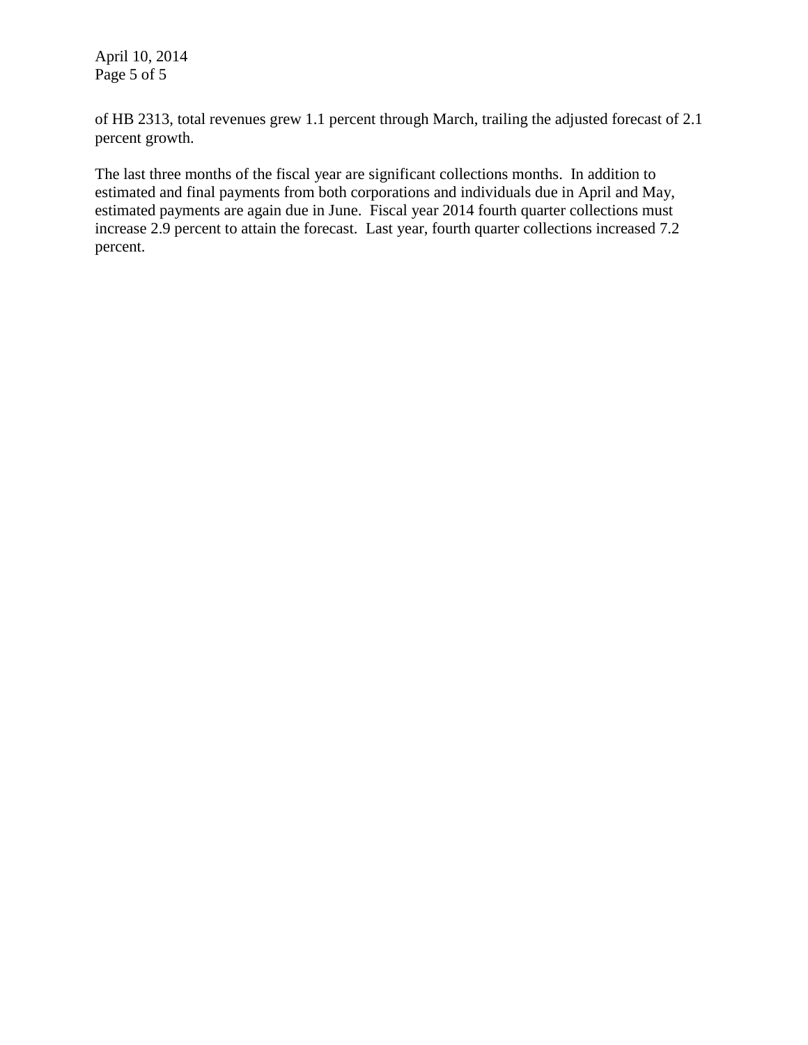of HB 2313, total revenues grew 1.1 percent through March, trailing the adjusted forecast of 2.1 percent growth.

The last three months of the fiscal year are significant collections months. In addition to estimated and final payments from both corporations and individuals due in April and May, estimated payments are again due in June. Fiscal year 2014 fourth quarter collections must increase 2.9 percent to attain the forecast. Last year, fourth quarter collections increased 7.2 percent.